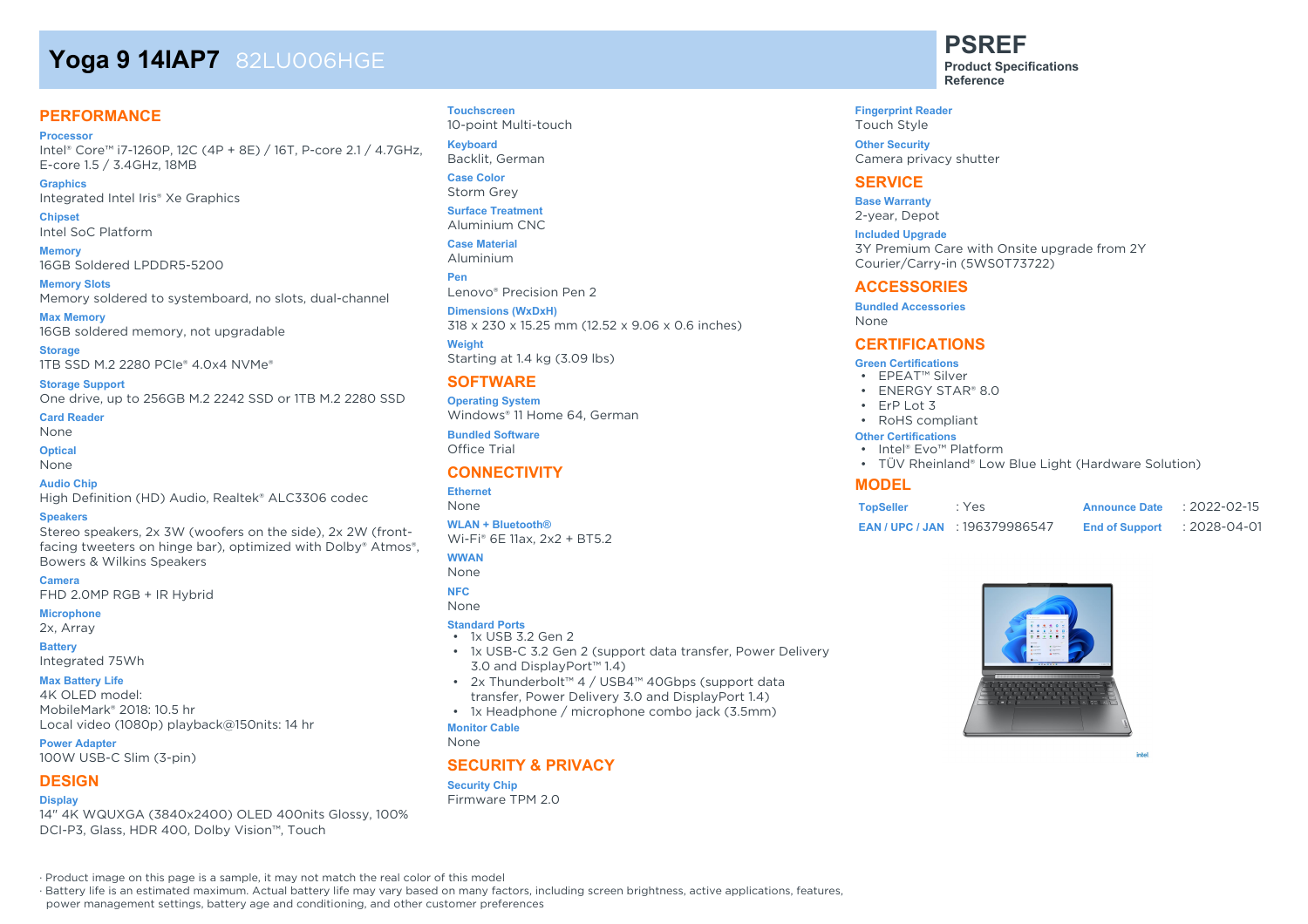# Yoga 9 14IAP7 82LU006HGE

**PSREF**
**Product Specifications Reference**

## PERFORMANCE

**Processor**
Intel® Core™ i7-1260P, 12C (4P + 8E) / 16T, P-core 2.1 / 4.7GHz, E-core 1.5 / 3.4GHz, 18MB

**Graphics**
Integrated Intel Iris® Xe Graphics

**Chipset**
Intel SoC Platform

**Memory**
16GB Soldered LPDDR5-5200

**Memory Slots**
Memory soldered to systemboard, no slots, dual-channel

**Max Memory**
16GB soldered memory, not upgradable

**Storage**
1TB SSD M.2 2280 PCIe® 4.0x4 NVMe®

**Storage Support**
One drive, up to 256GB M.2 2242 SSD or 1TB M.2 2280 SSD

**Card Reader**
None

**Optical**
None

**Audio Chip**
High Definition (HD) Audio, Realtek® ALC3306 codec

**Speakers**
Stereo speakers, 2x 3W (woofers on the side), 2x 2W (front-facing tweeters on hinge bar), optimized with Dolby® Atmos®, Bowers & Wilkins Speakers

**Camera**
FHD 2.0MP RGB + IR Hybrid

**Microphone**
2x, Array

**Battery**
Integrated 75Wh

**Max Battery Life**
4K OLED model:
MobileMark® 2018: 10.5 hr
Local video (1080p) playback@150nits: 14 hr

**Power Adapter**
100W USB-C Slim (3-pin)

## DESIGN

**Display**
14" 4K WQUXGA (3840x2400) OLED 400nits Glossy, 100% DCI-P3, Glass, HDR 400, Dolby Vision™, Touch

**Touchscreen**
10-point Multi-touch

**Keyboard**
Backlit, German

**Case Color**
Storm Grey

**Surface Treatment**
Aluminium CNC

**Case Material**
Aluminium

**Pen**
Lenovo® Precision Pen 2

**Dimensions (WxDxH)**
318 x 230 x 15.25 mm (12.52 x 9.06 x 0.6 inches)

**Weight**
Starting at 1.4 kg (3.09 lbs)

## SOFTWARE

**Operating System**
Windows® 11 Home 64, German

**Bundled Software**
Office Trial

## CONNECTIVITY

**Ethernet**
None

**WLAN + Bluetooth®**
Wi-Fi® 6E 11ax, 2x2 + BT5.2

**WWAN**
None

**NFC**
None

**Standard Ports**
- 1x USB 3.2 Gen 2
- 1x USB-C 3.2 Gen 2 (support data transfer, Power Delivery 3.0 and DisplayPort™ 1.4)
- 2x Thunderbolt™ 4 / USB4™ 40Gbps (support data transfer, Power Delivery 3.0 and DisplayPort 1.4)
- 1x Headphone / microphone combo jack (3.5mm)

**Monitor Cable**
None

## SECURITY & PRIVACY

**Security Chip**
Firmware TPM 2.0

**Fingerprint Reader**
Touch Style

**Other Security**
Camera privacy shutter

## SERVICE

**Base Warranty**
2-year, Depot

**Included Upgrade**
3Y Premium Care with Onsite upgrade from 2Y Courier/Carry-in (5WS0T73722)

## ACCESSORIES

**Bundled Accessories**
None

## CERTIFICATIONS

**Green Certifications**
- EPEAT™ Silver
- ENERGY STAR® 8.0
- ErP Lot 3
- RoHS compliant

**Other Certifications**
- Intel® Evo™ Platform
- TÜV Rheinland® Low Blue Light (Hardware Solution)

## MODEL

| | | | |
|---|---|---|---|
| **TopSeller** | : Yes | **Announce Date** | : 2022-02-15 |
| **EAN / UPC / JAN** | : 196379986547 | **End of Support** | : 2028-04-01 |

· Product image on this page is a sample, it may not match the real color of this model
· Battery life is an estimated maximum. Actual battery life may vary based on many factors, including screen brightness, active applications, features, power management settings, battery age and conditioning, and other customer preferences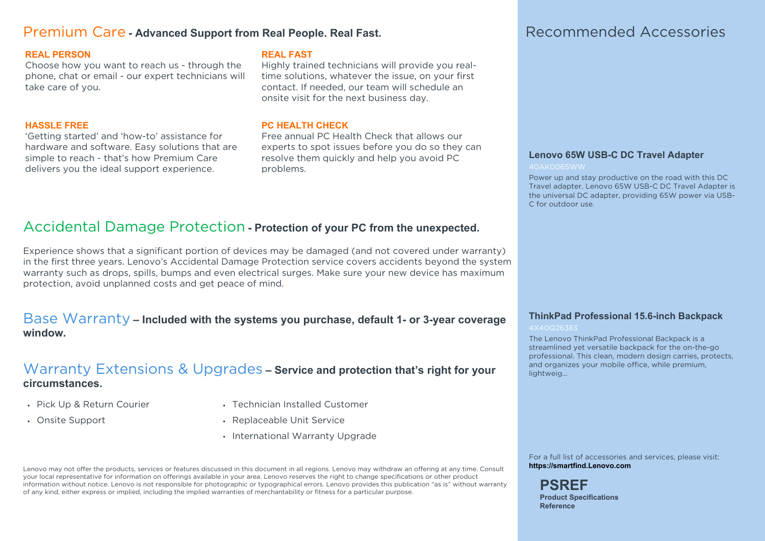## Premium Care - Advanced Support from Real People. Real Fast.

**REAL PERSON**

Choose how you want to reach us - through the phone, chat or email - our expert technicians will take care of you.

**REAL FAST**

Highly trained technicians will provide you real-time solutions, whatever the issue, on your first contact. If needed, our team will schedule an onsite visit for the next business day.

**HASSLE FREE**

'Getting started' and 'how-to' assistance for hardware and software. Easy solutions that are simple to reach - that's how Premium Care delivers you the ideal support experience.

**PC HEALTH CHECK**

Free annual PC Health Check that allows our experts to spot issues before you do so they can resolve them quickly and help you avoid PC problems.

## Accidental Damage Protection - Protection of your PC from the unexpected.

Experience shows that a significant portion of devices may be damaged (and not covered under warranty) in the first three years. Lenovo's Accidental Damage Protection service covers accidents beyond the system warranty such as drops, spills, bumps and even electrical surges. Make sure your new device has maximum protection, avoid unplanned costs and get peace of mind.

## Base Warranty – Included with the systems you purchase, default 1- or 3-year coverage window.

## Warranty Extensions & Upgrades – Service and protection that's right for your circumstances.

- Pick Up & Return Courier
- Onsite Support
- Technician Installed Customer
- Replaceable Unit Service
- International Warranty Upgrade

Lenovo may not offer the products, services or features discussed in this document in all regions. Lenovo may withdraw an offering at any time. Consult your local representative for information on offerings available in your area. Lenovo reserves the right to change specifications or other product information without notice. Lenovo is not responsible for photographic or typographical errors. Lenovo provides this publication "as is" without warranty of any kind, either express or implied, including the implied warranties of merchantability or fitness for a particular purpose.

## Recommended Accessories

### Lenovo 65W USB-C DC Travel Adapter

40AK0065WW

Power up and stay productive on the road with this DC Travel adapter. Lenovo 65W USB-C DC Travel Adapter is the universal DC adapter, providing 65W power via USB-C for outdoor use.

### ThinkPad Professional 15.6-inch Backpack

4X40Q26383

The Lenovo ThinkPad Professional Backpack is a streamlined yet versatile backpack for the on-the-go professional. This clean, modern design carries, protects, and organizes your mobile office, while premium, lightweig...

For a full list of accessories and services, please visit: **https://smartfind.Lenovo.com**

**PSREF**
**Product Specifications Reference**